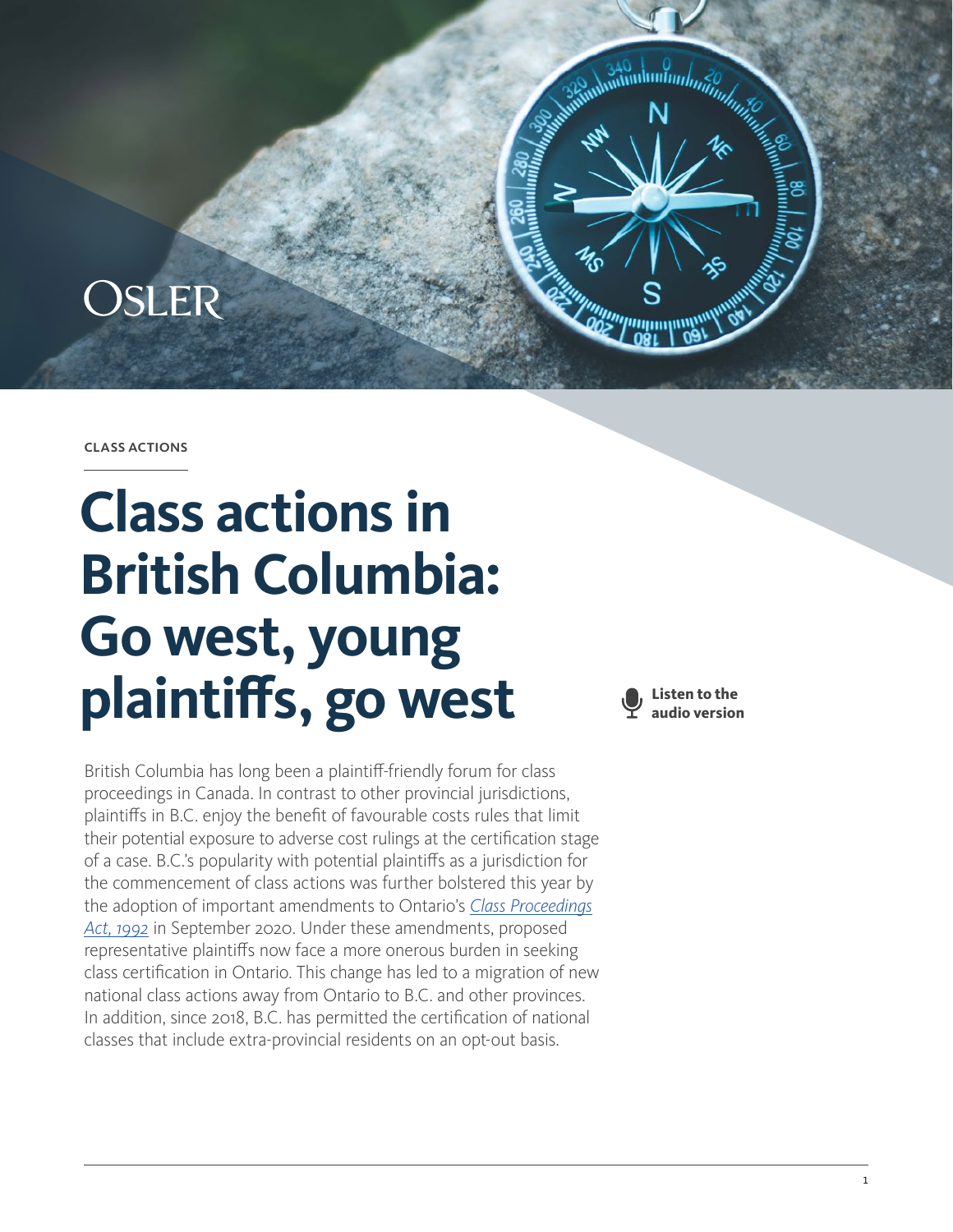OSLER

CLASS ACTIONS

# Class actions in British Columbia: Go west, young plaintiffs, go west

Listen to the audio version

British Columbia has long been a plaintiff-friendly forum for class proceedings in Canada. In contrast to other provincial jurisdictions, plaintiffs in B.C. enjoy the benefit of favourable costs rules that limit their potential exposure to adverse cost rulings at the certification stage of a case. B.C.'s popularity with potential plaintiffs as a jurisdiction for the commencement of class actions was further bolstered this year by the adoption of important amendments to Ontario's *Class Proceedings Act, 1992* in September 2020. Under these amendments, proposed representative plaintiffs now face a more onerous burden in seeking class certification in Ontario. This change has led to a migration of new national class actions away from Ontario to B.C. and other provinces. In addition, since 2018, B.C. has permitted the certification of national classes that include extra-provincial residents on an opt-out basis.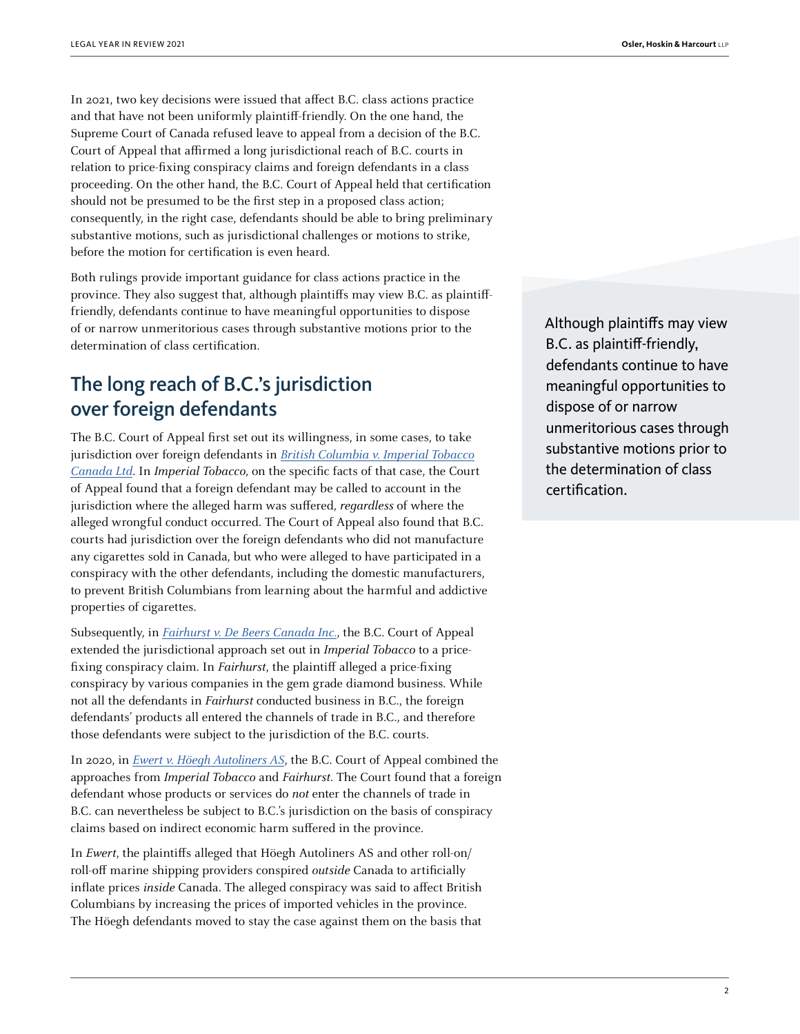In 2021, two key decisions were issued that affect B.C. class actions practice and that have not been uniformly plaintiff-friendly. On the one hand, the Supreme Court of Canada refused leave to appeal from a decision of the B.C. Court of Appeal that affirmed a long jurisdictional reach of B.C. courts in relation to price-fixing conspiracy claims and foreign defendants in a class proceeding. On the other hand, the B.C. Court of Appeal held that certification should not be presumed to be the first step in a proposed class action; consequently, in the right case, defendants should be able to bring preliminary substantive motions, such as jurisdictional challenges or motions to strike, before the motion for certification is even heard.

Both rulings provide important guidance for class actions practice in the province. They also suggest that, although plaintiffs may view B.C. as plaintiff-friendly, defendants continue to have meaningful opportunities to dispose of or narrow unmeritorious cases through substantive motions prior to the determination of class certification.

> Although plaintiffs may view B.C. as plaintiff-friendly, defendants continue to have meaningful opportunities to dispose of or narrow unmeritorious cases through substantive motions prior to the determination of class certification.

## The long reach of B.C.'s jurisdiction over foreign defendants

The B.C. Court of Appeal first set out its willingness, in some cases, to take jurisdiction over foreign defendants in *British Columbia v. Imperial Tobacco Canada Ltd*. In *Imperial Tobacco*, on the specific facts of that case, the Court of Appeal found that a foreign defendant may be called to account in the jurisdiction where the alleged harm was suffered, *regardless* of where the alleged wrongful conduct occurred. The Court of Appeal also found that B.C. courts had jurisdiction over the foreign defendants who did not manufacture any cigarettes sold in Canada, but who were alleged to have participated in a conspiracy with the other defendants, including the domestic manufacturers, to prevent British Columbians from learning about the harmful and addictive properties of cigarettes.

Subsequently, in *Fairhurst v. De Beers Canada Inc.*, the B.C. Court of Appeal extended the jurisdictional approach set out in *Imperial Tobacco* to a price-fixing conspiracy claim. In *Fairhurst*, the plaintiff alleged a price-fixing conspiracy by various companies in the gem grade diamond business. While not all the defendants in *Fairhurst* conducted business in B.C., the foreign defendants' products all entered the channels of trade in B.C., and therefore those defendants were subject to the jurisdiction of the B.C. courts.

In 2020, in *Ewert v. Höegh Autoliners AS*, the B.C. Court of Appeal combined the approaches from *Imperial Tobacco* and *Fairhurst*. The Court found that a foreign defendant whose products or services do *not* enter the channels of trade in B.C. can nevertheless be subject to B.C.'s jurisdiction on the basis of conspiracy claims based on indirect economic harm suffered in the province.

In *Ewert*, the plaintiffs alleged that Höegh Autoliners AS and other roll-on/roll-off marine shipping providers conspired *outside* Canada to artificially inflate prices *inside* Canada. The alleged conspiracy was said to affect British Columbians by increasing the prices of imported vehicles in the province. The Höegh defendants moved to stay the case against them on the basis that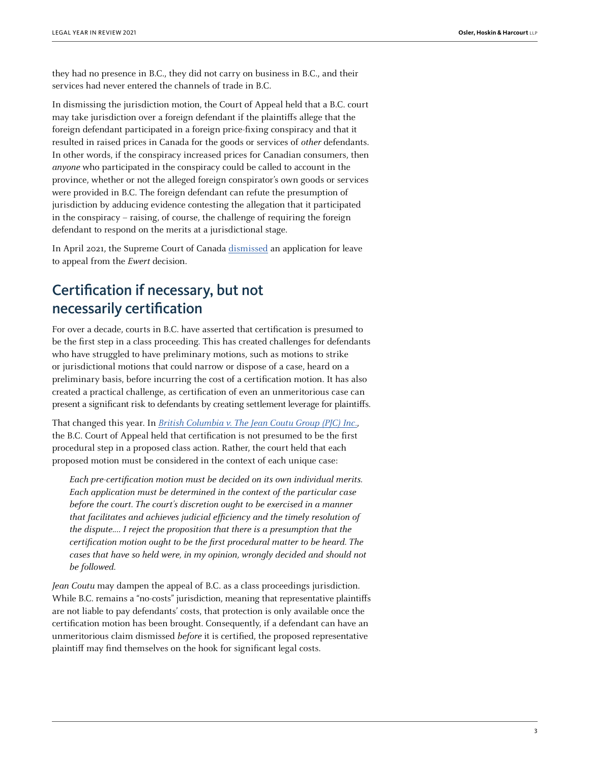they had no presence in B.C., they did not carry on business in B.C., and their services had never entered the channels of trade in B.C.

In dismissing the jurisdiction motion, the Court of Appeal held that a B.C. court may take jurisdiction over a foreign defendant if the plaintiffs allege that the foreign defendant participated in a foreign price-fixing conspiracy and that it resulted in raised prices in Canada for the goods or services of *other* defendants. In other words, if the conspiracy increased prices for Canadian consumers, then *anyone* who participated in the conspiracy could be called to account in the province, whether or not the alleged foreign conspirator's own goods or services were provided in B.C. The foreign defendant can refute the presumption of jurisdiction by adducing evidence contesting the allegation that it participated in the conspiracy – raising, of course, the challenge of requiring the foreign defendant to respond on the merits at a jurisdictional stage.

In April 2021, the Supreme Court of Canada dismissed an application for leave to appeal from the *Ewert* decision.

## Certification if necessary, but not necessarily certification

For over a decade, courts in B.C. have asserted that certification is presumed to be the first step in a class proceeding. This has created challenges for defendants who have struggled to have preliminary motions, such as motions to strike or jurisdictional motions that could narrow or dispose of a case, heard on a preliminary basis, before incurring the cost of a certification motion. It has also created a practical challenge, as certification of even an unmeritorious case can present a significant risk to defendants by creating settlement leverage for plaintiffs.

That changed this year. In *British Columbia v. The Jean Coutu Group (PJC) Inc.*, the B.C. Court of Appeal held that certification is not presumed to be the first procedural step in a proposed class action. Rather, the court held that each proposed motion must be considered in the context of each unique case:

> *Each pre-certification motion must be decided on its own individual merits. Each application must be determined in the context of the particular case before the court. The court's discretion ought to be exercised in a manner that facilitates and achieves judicial efficiency and the timely resolution of the dispute.... I reject the proposition that there is a presumption that the certification motion ought to be the first procedural matter to be heard. The cases that have so held were, in my opinion, wrongly decided and should not be followed.*

*Jean Coutu* may dampen the appeal of B.C. as a class proceedings jurisdiction. While B.C. remains a "no-costs" jurisdiction, meaning that representative plaintiffs are not liable to pay defendants' costs, that protection is only available once the certification motion has been brought. Consequently, if a defendant can have an unmeritorious claim dismissed *before* it is certified, the proposed representative plaintiff may find themselves on the hook for significant legal costs.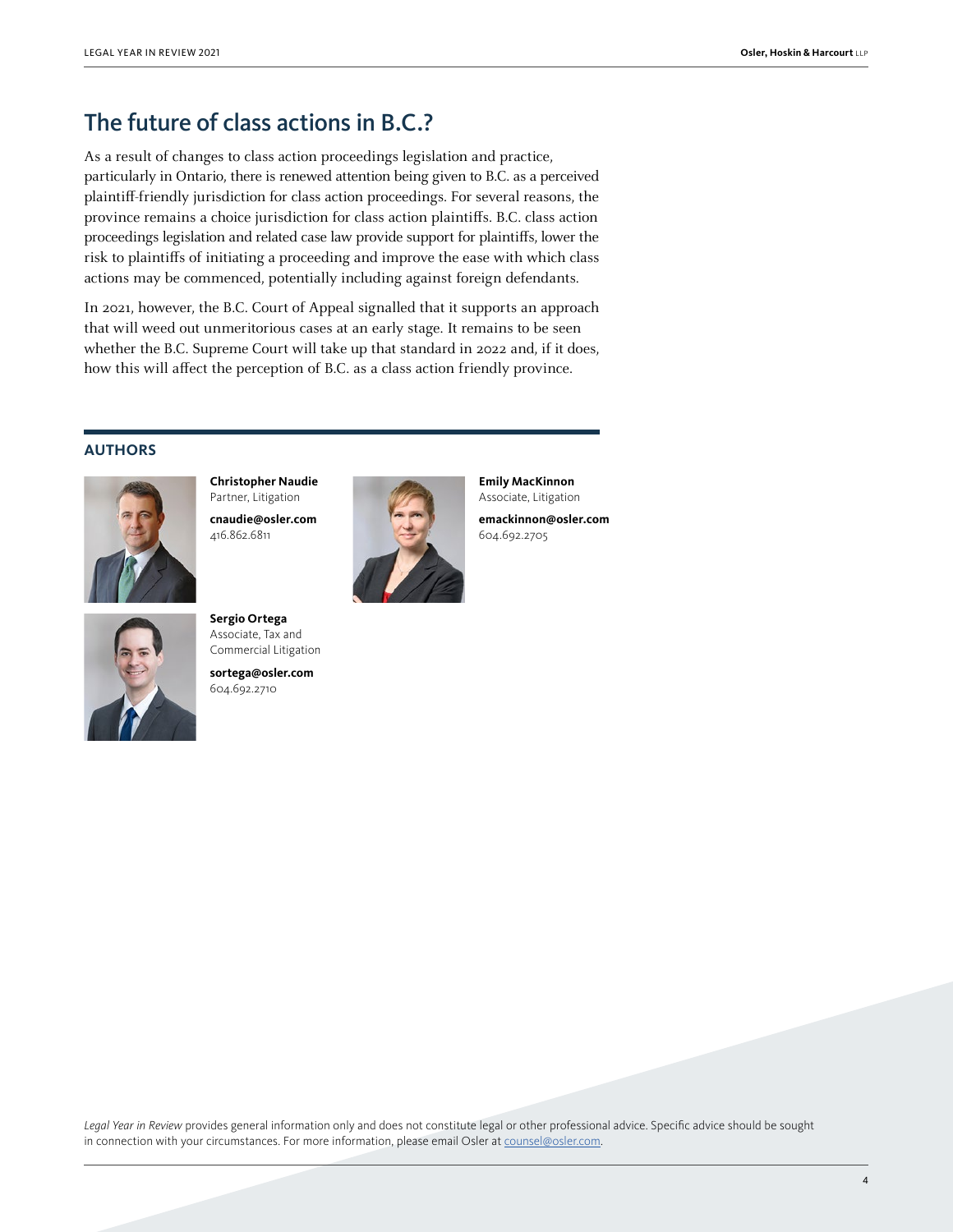## The future of class actions in B.C.?

As a result of changes to class action proceedings legislation and practice, particularly in Ontario, there is renewed attention being given to B.C. as a perceived plaintiff-friendly jurisdiction for class action proceedings. For several reasons, the province remains a choice jurisdiction for class action plaintiffs. B.C. class action proceedings legislation and related case law provide support for plaintiffs, lower the risk to plaintiffs of initiating a proceeding and improve the ease with which class actions may be commenced, potentially including against foreign defendants.

In 2021, however, the B.C. Court of Appeal signalled that it supports an approach that will weed out unmeritorious cases at an early stage. It remains to be seen whether the B.C. Supreme Court will take up that standard in 2022 and, if it does, how this will affect the perception of B.C. as a class action friendly province.

### AUTHORS

**Christopher Naudie**
Partner, Litigation
**cnaudie@osler.com**
416.862.6811

**Emily MacKinnon**
Associate, Litigation
**emackinnon@osler.com**
604.692.2705

**Sergio Ortega**
Associate, Tax and Commercial Litigation
**sortega@osler.com**
604.692.2710

*Legal Year in Review* provides general information only and does not constitute legal or other professional advice. Specific advice should be sought in connection with your circumstances. For more information, please email Osler at counsel@osler.com.